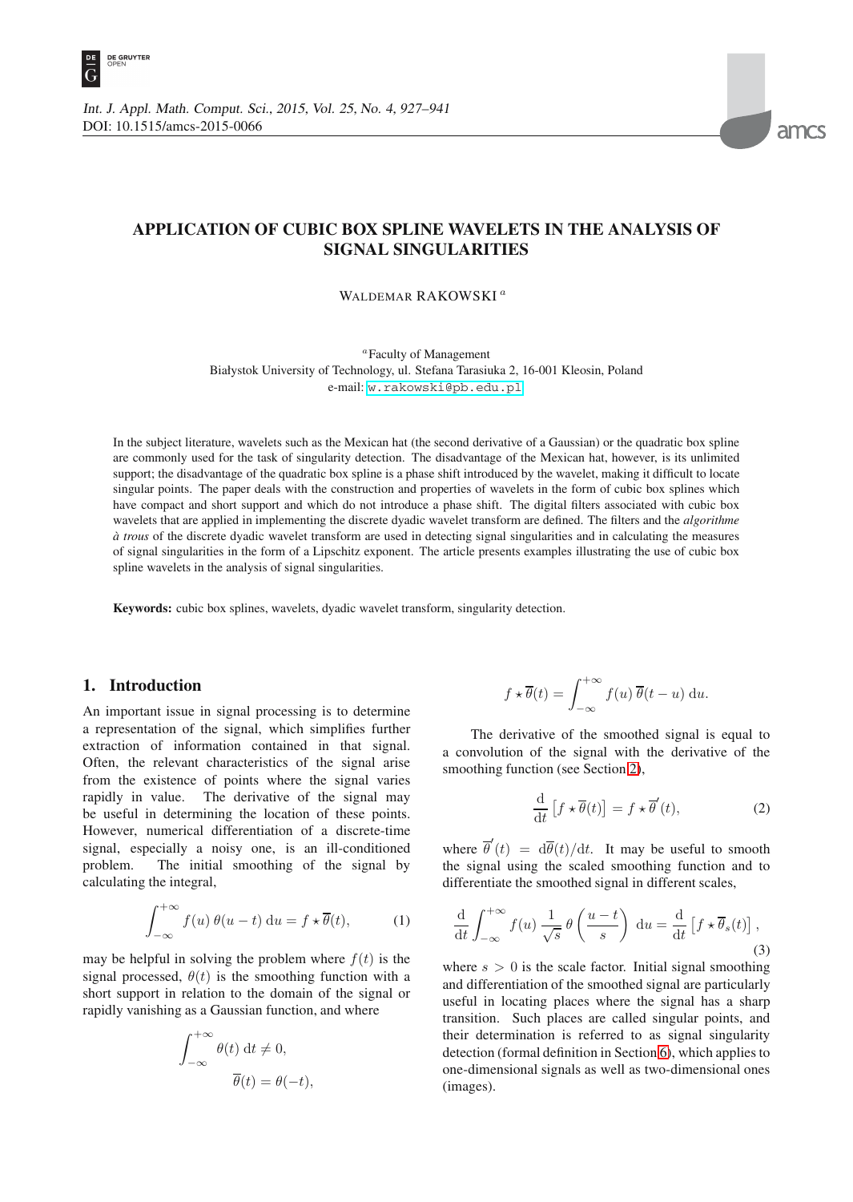# APPLICATION OF CUBIC BOX SPLINE WAVELETS IN THE ANALYSIS OF SIGNAL SINGULARITIES

WALDEMAR RAKOWSKI [a]

[a] Faculty of Management
Białystok University of Technology, ul. Stefana Tarasiuka 2, 16-001 Kleosin, Poland
e-mail: w.rakowski@pb.edu.pl

In the subject literature, wavelets such as the Mexican hat (the second derivative of a Gaussian) or the quadratic box spline are commonly used for the task of singularity detection. The disadvantage of the Mexican hat, however, is its unlimited support; the disadvantage of the quadratic box spline is a phase shift introduced by the wavelet, making it difficult to locate singular points. The paper deals with the construction and properties of wavelets in the form of cubic box splines which have compact and short support and which do not introduce a phase shift. The digital filters associated with cubic box wavelets that are applied in implementing the discrete dyadic wavelet transform are defined. The filters and the *algorithme à trous* of the discrete dyadic wavelet transform are used in detecting signal singularities and in calculating the measures of signal singularities in the form of a Lipschitz exponent. The article presents examples illustrating the use of cubic box spline wavelets in the analysis of signal singularities.

**Keywords:** cubic box splines, wavelets, dyadic wavelet transform, singularity detection.

## 1. Introduction

An important issue in signal processing is to determine a representation of the signal, which simplifies further extraction of information contained in that signal. Often, the relevant characteristics of the signal arise from the existence of points where the signal varies rapidly in value. The derivative of the signal may be useful in determining the location of these points. However, numerical differentiation of a discrete-time signal, especially a noisy one, is an ill-conditioned problem. The initial smoothing of the signal by calculating the integral,

$$\int_{-\infty}^{+\infty} f(u)\,\theta(u-t)\,\mathrm{d}u = f \star \overline{\theta}(t), \tag{1}$$

may be helpful in solving the problem where $f(t)$ is the signal processed, $\theta(t)$ is the smoothing function with a short support in relation to the domain of the signal or rapidly vanishing as a Gaussian function, and where

$$\int_{-\infty}^{+\infty} \theta(t)\,\mathrm{d}t \neq 0,$$

$$\overline{\theta}(t) = \theta(-t),$$

$$f \star \overline{\theta}(t) = \int_{-\infty}^{+\infty} f(u)\,\overline{\theta}(t-u)\,\mathrm{d}u.$$

The derivative of the smoothed signal is equal to a convolution of the signal with the derivative of the smoothing function (see Section 2),

$$\frac{\mathrm{d}}{\mathrm{d}t}\left[f \star \overline{\theta}(t)\right] = f \star \overline{\theta}'(t), \tag{2}$$

where $\overline{\theta}'(t) = \mathrm{d}\overline{\theta}(t)/\mathrm{d}t$. It may be useful to smooth the signal using the scaled smoothing function and to differentiate the smoothed signal in different scales,

$$\frac{\mathrm{d}}{\mathrm{d}t}\int_{-\infty}^{+\infty} f(u)\,\frac{1}{\sqrt{s}}\,\theta\left(\frac{u-t}{s}\right)\,\mathrm{d}u = \frac{\mathrm{d}}{\mathrm{d}t}\left[f \star \overline{\theta}_s(t)\right], \tag{3}$$

where $s > 0$ is the scale factor. Initial signal smoothing and differentiation of the smoothed signal are particularly useful in locating places where the signal has a sharp transition. Such places are called singular points, and their determination is referred to as signal singularity detection (formal definition in Section 6), which applies to one-dimensional signals as well as two-dimensional ones (images).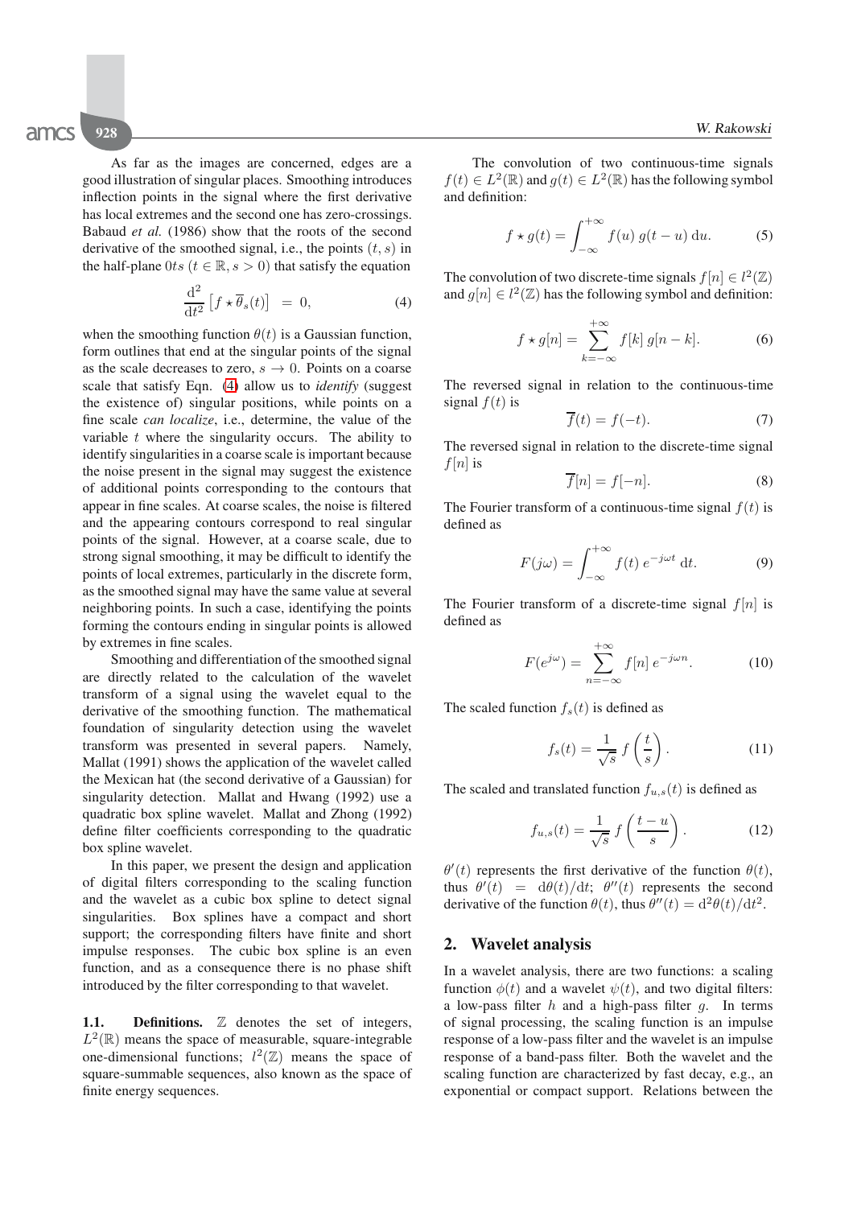As far as the images are concerned, edges are a good illustration of singular places. Smoothing introduces inflection points in the signal where the first derivative has local extremes and the second one has zero-crossings. Babaud *et al.* (1986) show that the roots of the second derivative of the smoothed signal, i.e., the points $(t, s)$ in the half-plane $0ts$ $(t \in \mathbb{R}, s > 0)$ that satisfy the equation

$$\frac{\mathrm{d}^2}{\mathrm{d}t^2}\left[f \star \overline{\theta}_s(t)\right] \;=\; 0, \tag{4}$$

when the smoothing function $\theta(t)$ is a Gaussian function, form outlines that end at the singular points of the signal as the scale decreases to zero, $s \to 0$. Points on a coarse scale that satisfy Eqn. (4) allow us to *identify* (suggest the existence of) singular positions, while points on a fine scale *can localize*, i.e., determine, the value of the variable $t$ where the singularity occurs. The ability to identify singularities in a coarse scale is important because the noise present in the signal may suggest the existence of additional points corresponding to the contours that appear in fine scales. At coarse scales, the noise is filtered and the appearing contours correspond to real singular points of the signal. However, at a coarse scale, due to strong signal smoothing, it may be difficult to identify the points of local extremes, particularly in the discrete form, as the smoothed signal may have the same value at several neighboring points. In such a case, identifying the points forming the contours ending in singular points is allowed by extremes in fine scales.

Smoothing and differentiation of the smoothed signal are directly related to the calculation of the wavelet transform of a signal using the wavelet equal to the derivative of the smoothing function. The mathematical foundation of singularity detection using the wavelet transform was presented in several papers. Namely, Mallat (1991) shows the application of the wavelet called the Mexican hat (the second derivative of a Gaussian) for singularity detection. Mallat and Hwang (1992) use a quadratic box spline wavelet. Mallat and Zhong (1992) define filter coefficients corresponding to the quadratic box spline wavelet.

In this paper, we present the design and application of digital filters corresponding to the scaling function and the wavelet as a cubic box spline to detect signal singularities. Box splines have a compact and short support; the corresponding filters have finite and short impulse responses. The cubic box spline is an even function, and as a consequence there is no phase shift introduced by the filter corresponding to that wavelet.

### 1.1. Definitions.

$\mathbb{Z}$ denotes the set of integers, $L^2(\mathbb{R})$ means the space of measurable, square-integrable one-dimensional functions; $l^2(\mathbb{Z})$ means the space of square-summable sequences, also known as the space of finite energy sequences.

The convolution of two continuous-time signals $f(t) \in L^2(\mathbb{R})$ and $g(t) \in L^2(\mathbb{R})$ has the following symbol and definition:

$$f \star g(t) = \int_{-\infty}^{+\infty} f(u)\, g(t-u)\, \mathrm{d}u. \tag{5}$$

The convolution of two discrete-time signals $f[n] \in l^2(\mathbb{Z})$ and $g[n] \in l^2(\mathbb{Z})$ has the following symbol and definition:

$$f \star g[n] = \sum_{k=-\infty}^{+\infty} f[k]\, g[n-k]. \tag{6}$$

The reversed signal in relation to the continuous-time signal $f(t)$ is

$$\overline{f}(t) = f(-t). \tag{7}$$

The reversed signal in relation to the discrete-time signal $f[n]$ is

$$\overline{f}[n] = f[-n]. \tag{8}$$

The Fourier transform of a continuous-time signal $f(t)$ is defined as

$$F(j\omega) = \int_{-\infty}^{+\infty} f(t)\, e^{-j\omega t}\, \mathrm{d}t. \tag{9}$$

The Fourier transform of a discrete-time signal $f[n]$ is defined as

$$F(e^{j\omega}) = \sum_{n=-\infty}^{+\infty} f[n]\, e^{-j\omega n}. \tag{10}$$

The scaled function $f_s(t)$ is defined as

$$f_s(t) = \frac{1}{\sqrt{s}}\, f\left(\frac{t}{s}\right). \tag{11}$$

The scaled and translated function $f_{u,s}(t)$ is defined as

$$f_{u,s}(t) = \frac{1}{\sqrt{s}}\, f\left(\frac{t-u}{s}\right). \tag{12}$$

$\theta'(t)$ represents the first derivative of the function $\theta(t)$, thus $\theta'(t) = \mathrm{d}\theta(t)/\mathrm{d}t$; $\theta''(t)$ represents the second derivative of the function $\theta(t)$, thus $\theta''(t) = \mathrm{d}^2\theta(t)/\mathrm{d}t^2$.

## 2. Wavelet analysis

In a wavelet analysis, there are two functions: a scaling function $\phi(t)$ and a wavelet $\psi(t)$, and two digital filters: a low-pass filter $h$ and a high-pass filter $g$. In terms of signal processing, the scaling function is an impulse response of a low-pass filter and the wavelet is an impulse response of a band-pass filter. Both the wavelet and the scaling function are characterized by fast decay, e.g., an exponential or compact support. Relations between the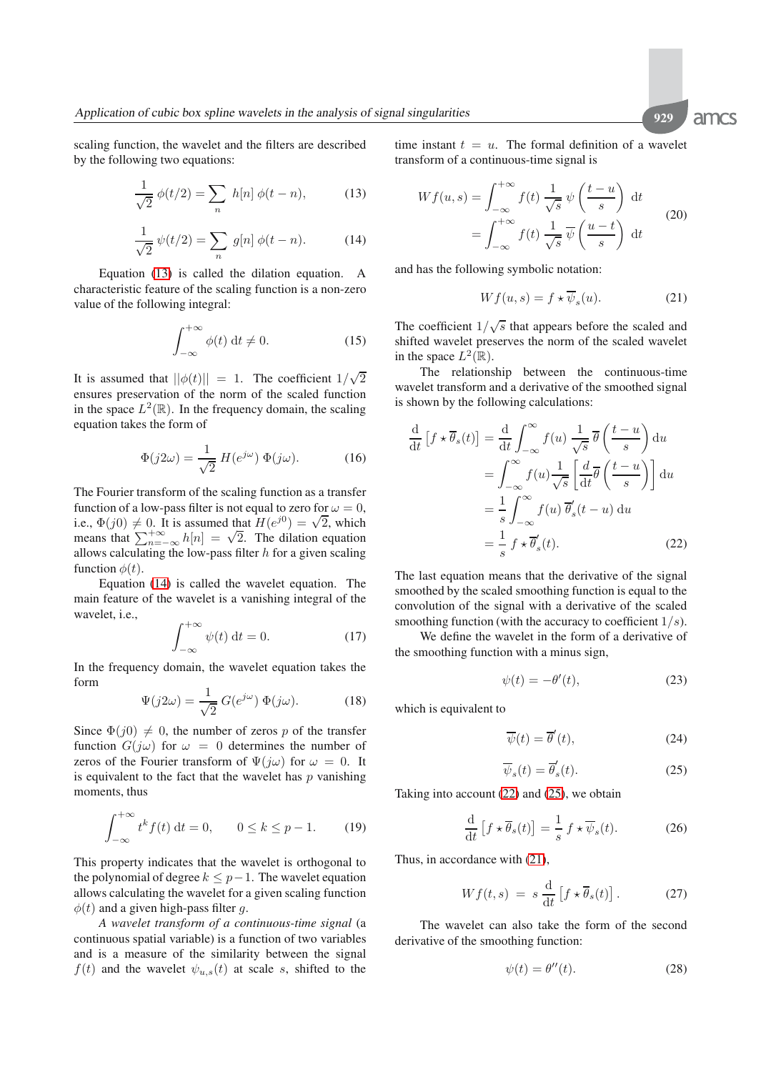scaling function, the wavelet and the filters are described by the following two equations:

$$\frac{1}{\sqrt{2}}\,\phi(t/2) = \sum_n h[n]\,\phi(t-n), \tag{13}$$

$$\frac{1}{\sqrt{2}}\,\psi(t/2) = \sum_n g[n]\,\phi(t-n). \tag{14}$$

Equation (13) is called the dilation equation. A characteristic feature of the scaling function is a non-zero value of the following integral:

$$\int_{-\infty}^{+\infty} \phi(t)\,\mathrm{d}t \neq 0. \tag{15}$$

It is assumed that $||\phi(t)|| = 1$. The coefficient $1/\sqrt{2}$ ensures preservation of the norm of the scaled function in the space $L^2(\mathbb{R})$. In the frequency domain, the scaling equation takes the form of

$$\Phi(j2\omega) = \frac{1}{\sqrt{2}}\,H(e^{j\omega})\,\Phi(j\omega). \tag{16}$$

The Fourier transform of the scaling function as a transfer function of a low-pass filter is not equal to zero for $\omega = 0$, i.e., $\Phi(j0) \neq 0$. It is assumed that $H(e^{j0}) = \sqrt{2}$, which means that $\sum_{n=-\infty}^{+\infty} h[n] = \sqrt{2}$. The dilation equation allows calculating the low-pass filter $h$ for a given scaling function $\phi(t)$.

Equation (14) is called the wavelet equation. The main feature of the wavelet is a vanishing integral of the wavelet, i.e.,

$$\int_{-\infty}^{+\infty} \psi(t)\,\mathrm{d}t = 0. \tag{17}$$

In the frequency domain, the wavelet equation takes the form

$$\Psi(j2\omega) = \frac{1}{\sqrt{2}}\,G(e^{j\omega})\,\Phi(j\omega). \tag{18}$$

Since $\Phi(j0) \neq 0$, the number of zeros $p$ of the transfer function $G(j\omega)$ for $\omega = 0$ determines the number of zeros of the Fourier transform of $\Psi(j\omega)$ for $\omega = 0$. It is equivalent to the fact that the wavelet has $p$ vanishing moments, thus

$$\int_{-\infty}^{+\infty} t^k f(t)\,\mathrm{d}t = 0, \qquad 0 \leq k \leq p-1. \tag{19}$$

This property indicates that the wavelet is orthogonal to the polynomial of degree $k \leq p-1$. The wavelet equation allows calculating the wavelet for a given scaling function $\phi(t)$ and a given high-pass filter $g$.

*A wavelet transform of a continuous-time signal* (a continuous spatial variable) is a function of two variables and is a measure of the similarity between the signal $f(t)$ and the wavelet $\psi_{u,s}(t)$ at scale $s$, shifted to the time instant $t = u$. The formal definition of a wavelet transform of a continuous-time signal is

$$\begin{aligned} Wf(u,s) &= \int_{-\infty}^{+\infty} f(t)\,\frac{1}{\sqrt{s}}\,\psi\left(\frac{t-u}{s}\right)\,\mathrm{d}t \\ &= \int_{-\infty}^{+\infty} f(t)\,\frac{1}{\sqrt{s}}\,\overline{\psi}\left(\frac{u-t}{s}\right)\,\mathrm{d}t \end{aligned} \tag{20}$$

and has the following symbolic notation:

$$Wf(u,s) = f \star \overline{\psi}_s(u). \tag{21}$$

The coefficient $1/\sqrt{s}$ that appears before the scaled and shifted wavelet preserves the norm of the scaled wavelet in the space $L^2(\mathbb{R})$.

The relationship between the continuous-time wavelet transform and a derivative of the smoothed signal is shown by the following calculations:

$$\begin{aligned} \frac{\mathrm{d}}{\mathrm{d}t}\left[f \star \overline{\theta}_s(t)\right] &= \frac{\mathrm{d}}{\mathrm{d}t}\int_{-\infty}^{\infty} f(u)\,\frac{1}{\sqrt{s}}\,\overline{\theta}\left(\frac{t-u}{s}\right)\mathrm{d}u \\ &= \int_{-\infty}^{\infty} f(u)\frac{1}{\sqrt{s}}\left[\frac{d}{\mathrm{d}t}\overline{\theta}\left(\frac{t-u}{s}\right)\right]\mathrm{d}u \\ &= \frac{1}{s}\int_{-\infty}^{\infty} f(u)\,\overline{\theta}'_s(t-u)\,\mathrm{d}u \\ &= \frac{1}{s}\,f \star \overline{\theta}'_s(t). \end{aligned} \tag{22}$$

The last equation means that the derivative of the signal smoothed by the scaled smoothing function is equal to the convolution of the signal with a derivative of the scaled smoothing function (with the accuracy to coefficient $1/s$).

We define the wavelet in the form of a derivative of the smoothing function with a minus sign,

$$\psi(t) = -\theta'(t), \tag{23}$$

which is equivalent to

$$\overline{\psi}(t) = \overline{\theta}'(t), \tag{24}$$

$$\overline{\psi}_s(t) = \overline{\theta}'_s(t). \tag{25}$$

Taking into account (22) and (25), we obtain

$$\frac{\mathrm{d}}{\mathrm{d}t}\left[f \star \overline{\theta}_s(t)\right] = \frac{1}{s}\,f \star \overline{\psi}_s(t). \tag{26}$$

Thus, in accordance with (21),

$$Wf(t,s) \;=\; s\,\frac{\mathrm{d}}{\mathrm{d}t}\left[f \star \overline{\theta}_s(t)\right]. \tag{27}$$

The wavelet can also take the form of the second derivative of the smoothing function:

$$\psi(t) = \theta''(t). \tag{28}$$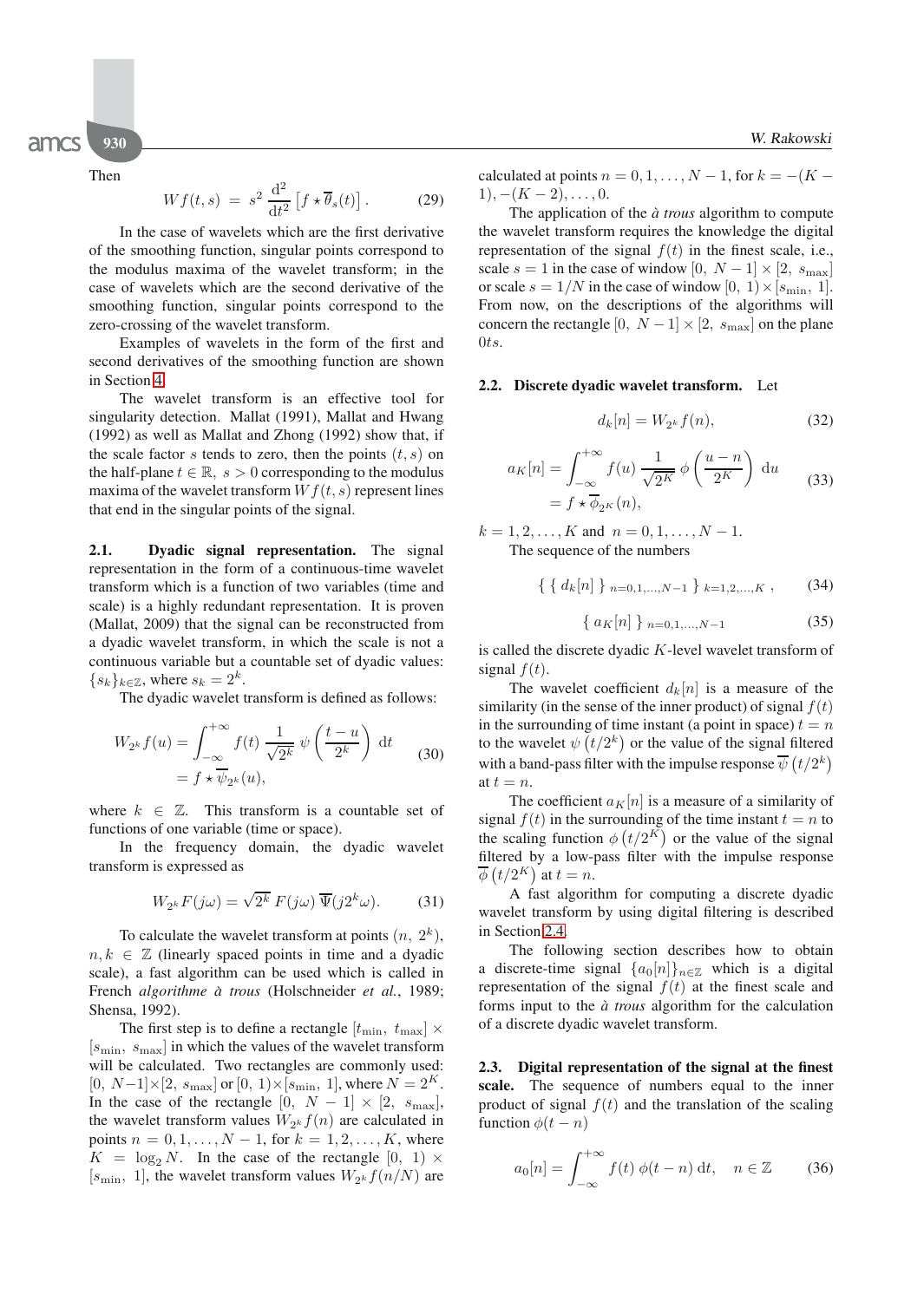Then

$$Wf(t,s) \;=\; s^2\,\frac{\mathrm{d}^2}{\mathrm{d}t^2}\left[f\star\overline{\theta}_s(t)\right]. \qquad (29)$$

In the case of wavelets which are the first derivative of the smoothing function, singular points correspond to the modulus maxima of the wavelet transform; in the case of wavelets which are the second derivative of the smoothing function, singular points correspond to the zero-crossing of the wavelet transform.

Examples of wavelets in the form of the first and second derivatives of the smoothing function are shown in Section 4.

The wavelet transform is an effective tool for singularity detection. Mallat (1991), Mallat and Hwang (1992) as well as Mallat and Zhong (1992) show that, if the scale factor $s$ tends to zero, then the points $(t,s)$ on the half-plane $t\in\mathbb{R},\ s>0$ corresponding to the modulus maxima of the wavelet transform $Wf(t,s)$ represent lines that end in the singular points of the signal.

**2.1. Dyadic signal representation.** The signal representation in the form of a continuous-time wavelet transform which is a function of two variables (time and scale) is a highly redundant representation. It is proven (Mallat, 2009) that the signal can be reconstructed from a dyadic wavelet transform, in which the scale is not a continuous variable but a countable set of dyadic values: $\{s_k\}_{k\in\mathbb{Z}}$, where $s_k = 2^k$.

The dyadic wavelet transform is defined as follows:

$$\begin{aligned} W_{2^k}f(u) &= \int_{-\infty}^{+\infty} f(t)\,\frac{1}{\sqrt{2^k}}\,\psi\left(\frac{t-u}{2^k}\right)\,\mathrm{d}t \\ &= f\star\overline{\psi}_{2^k}(u), \end{aligned} \qquad (30)$$

where $k\in\mathbb{Z}$. This transform is a countable set of functions of one variable (time or space).

In the frequency domain, the dyadic wavelet transform is expressed as

$$W_{2^k}F(j\omega) = \sqrt{2^k}\;F(j\omega)\;\overline{\Psi}(j2^k\omega). \qquad (31)$$

To calculate the wavelet transform at points $(n,\,2^k)$, $n,k\in\mathbb{Z}$ (linearly spaced points in time and a dyadic scale), a fast algorithm can be used which is called in French *algorithme à trous* (Holschneider *et al.*, 1989; Shensa, 1992).

The first step is to define a rectangle $[t_{\min},\ t_{\max}]\times[s_{\min},\ s_{\max}]$ in which the values of the wavelet transform will be calculated. Two rectangles are commonly used: $[0,\ N{-}1]\times[2,\ s_{\max}]$ or $[0,\ 1)\times[s_{\min},\ 1]$, where $N=2^K$. In the case of the rectangle $[0,\ N-1]\times[2,\ s_{\max}]$, the wavelet transform values $W_{2^k}f(n)$ are calculated in points $n=0,1,\dots,N-1$, for $k=1,2,\dots,K$, where $K=\log_2 N$. In the case of the rectangle $[0,\ 1)\times[s_{\min},\ 1]$, the wavelet transform values $W_{2^k}f(n/N)$ are calculated at points $n=0,1,\dots,N-1$, for $k=-(K-1),-(K-2),\dots,0$.

The application of the *à trous* algorithm to compute the wavelet transform requires the knowledge the digital representation of the signal $f(t)$ in the finest scale, i.e., scale $s=1$ in the case of window $[0,\ N-1]\times[2,\ s_{\max}]$ or scale $s=1/N$ in the case of window $[0,\ 1)\times[s_{\min},\ 1]$. From now, on the descriptions of the algorithms will concern the rectangle $[0,\ N-1]\times[2,\ s_{\max}]$ on the plane $0ts$.

**2.2. Discrete dyadic wavelet transform.** Let

$$d_k[n] = W_{2^k}f(n), \qquad (32)$$

$$\begin{aligned} a_K[n] &= \int_{-\infty}^{+\infty} f(u)\,\frac{1}{\sqrt{2^K}}\,\phi\left(\frac{u-n}{2^K}\right)\,\mathrm{d}u \\ &= f\star\overline{\phi}_{2^K}(n), \end{aligned} \qquad (33)$$

$k=1,2,\dots,K$ and $n=0,1,\dots,N-1$.

The sequence of the numbers

$$\{\ \{\ d_k[n]\ \}_{\ n=0,1,\dots,N-1}\ \}_{\ k=1,2,\dots,K}\ , \qquad (34)$$

$$\{\ a_K[n]\ \}_{\ n=0,1,\dots,N-1} \qquad (35)$$

is called the discrete dyadic $K$-level wavelet transform of signal $f(t)$.

The wavelet coefficient $d_k[n]$ is a measure of the similarity (in the sense of the inner product) of signal $f(t)$ in the surrounding of time instant (a point in space) $t=n$ to the wavelet $\psi\left(t/2^k\right)$ or the value of the signal filtered with a band-pass filter with the impulse response $\overline{\psi}\left(t/2^k\right)$ at $t=n$.

The coefficient $a_K[n]$ is a measure of a similarity of signal $f(t)$ in the surrounding of the time instant $t=n$ to the scaling function $\phi\left(t/2^K\right)$ or the value of the signal filtered by a low-pass filter with the impulse response $\overline{\phi}\left(t/2^K\right)$ at $t=n$.

A fast algorithm for computing a discrete dyadic wavelet transform by using digital filtering is described in Section 2.4.

The following section describes how to obtain a discrete-time signal $\{a_0[n]\}_{n\in\mathbb{Z}}$ which is a digital representation of the signal $f(t)$ at the finest scale and forms input to the *à trous* algorithm for the calculation of a discrete dyadic wavelet transform.

**2.3. Digital representation of the signal at the finest scale.** The sequence of numbers equal to the inner product of signal $f(t)$ and the translation of the scaling function $\phi(t-n)$

$$a_0[n] = \int_{-\infty}^{+\infty} f(t)\;\phi(t-n)\;\mathrm{d}t, \quad n\in\mathbb{Z} \qquad (36)$$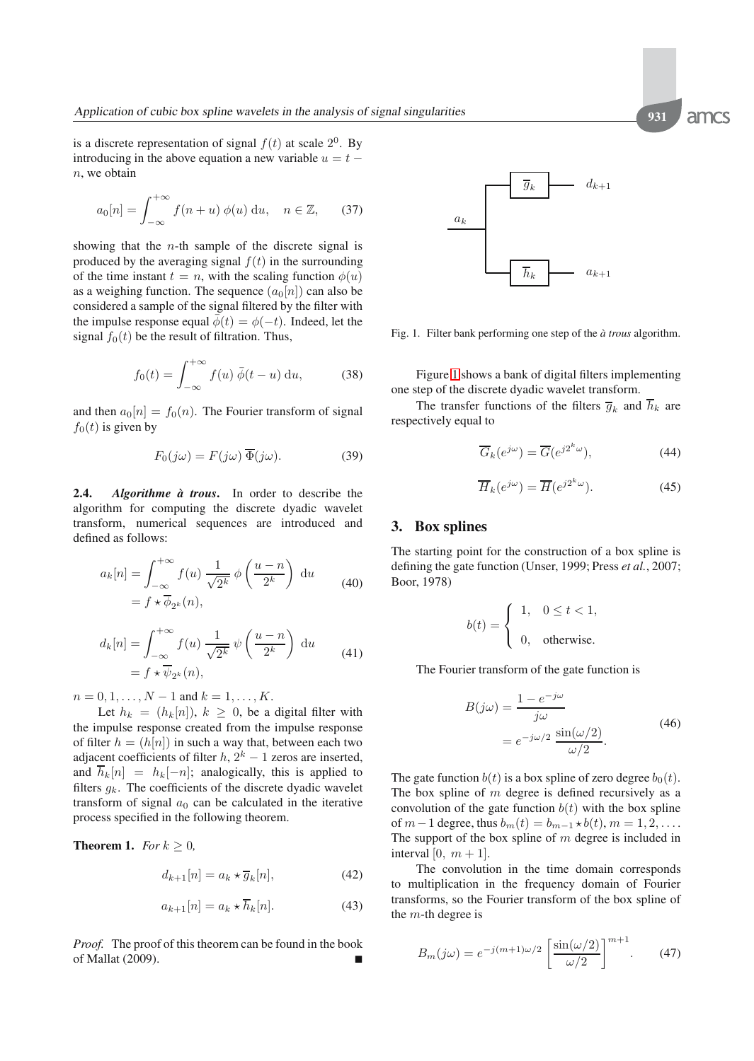is a discrete representation of signal $f(t)$ at scale $2^0$. By introducing in the above equation a new variable $u = t - n$, we obtain

$$a_0[n] = \int_{-\infty}^{+\infty} f(n+u)\,\phi(u)\,\mathrm{d}u, \quad n \in \mathbb{Z}, \tag{37}$$

showing that the $n$-th sample of the discrete signal is produced by the averaging signal $f(t)$ in the surrounding of the time instant $t = n$, with the scaling function $\phi(u)$ as a weighing function. The sequence $(a_0[n])$ can also be considered a sample of the signal filtered by the filter with the impulse response equal $\bar{\phi}(t) = \phi(-t)$. Indeed, let the signal $f_0(t)$ be the result of filtration. Thus,

$$f_0(t) = \int_{-\infty}^{+\infty} f(u)\,\bar{\phi}(t-u)\,\mathrm{d}u, \tag{38}$$

and then $a_0[n] = f_0(n)$. The Fourier transform of signal $f_0(t)$ is given by

$$F_0(j\omega) = F(j\omega)\,\overline{\Phi}(j\omega). \tag{39}$$

**2.4. *Algorithme à trous*.** In order to describe the algorithm for computing the discrete dyadic wavelet transform, numerical sequences are introduced and defined as follows:

$$\begin{aligned} a_k[n] &= \int_{-\infty}^{+\infty} f(u)\,\frac{1}{\sqrt{2^k}}\,\phi\left(\frac{u-n}{2^k}\right)\,\mathrm{d}u \\ &= f \star \overline{\phi}_{2^k}(n), \end{aligned} \tag{40}$$

$$\begin{aligned} d_k[n] &= \int_{-\infty}^{+\infty} f(u)\,\frac{1}{\sqrt{2^k}}\,\psi\left(\frac{u-n}{2^k}\right)\,\mathrm{d}u \\ &= f \star \overline{\psi}_{2^k}(n), \end{aligned} \tag{41}$$

$n = 0, 1, \dots, N-1$ and $k = 1, \dots, K$.

Let $h_k = (h_k[n])$, $k \geq 0$, be a digital filter with the impulse response created from the impulse response of filter $h = (h[n])$ in such a way that, between each two adjacent coefficients of filter $h$, $2^k - 1$ zeros are inserted, and $\overline{h}_k[n] = h_k[-n]$; analogically, this is applied to filters $g_k$. The coefficients of the discrete dyadic wavelet transform of signal $a_0$ can be calculated in the iterative process specified in the following theorem.

**Theorem 1.** *For $k \geq 0$,*

$$d_{k+1}[n] = a_k \star \overline{g}_k[n], \tag{42}$$

$$a_{k+1}[n] = a_k \star \overline{h}_k[n]. \tag{43}$$

*Proof.* The proof of this theorem can be found in the book of Mallat (2009). ■

Fig. 1. Filter bank performing one step of the *à trous* algorithm.

Figure 1 shows a bank of digital filters implementing one step of the discrete dyadic wavelet transform.

The transfer functions of the filters $\overline{g}_k$ and $\overline{h}_k$ are respectively equal to

$$\overline{G}_k(e^{j\omega}) = \overline{G}(e^{j2^k\omega}), \tag{44}$$

$$\overline{H}_k(e^{j\omega}) = \overline{H}(e^{j2^k\omega}). \tag{45}$$

## 3. Box splines

The starting point for the construction of a box spline is defining the gate function (Unser, 1999; Press *et al.*, 2007; Boor, 1978)

$$b(t) = \begin{cases} 1, & 0 \leq t < 1, \\ 0, & \text{otherwise.} \end{cases}$$

The Fourier transform of the gate function is

$$\begin{aligned} B(j\omega) &= \frac{1 - e^{-j\omega}}{j\omega} \\ &= e^{-j\omega/2}\,\frac{\sin(\omega/2)}{\omega/2}. \end{aligned} \tag{46}$$

The gate function $b(t)$ is a box spline of zero degree $b_0(t)$. The box spline of $m$ degree is defined recursively as a convolution of the gate function $b(t)$ with the box spline of $m-1$ degree, thus $b_m(t) = b_{m-1} \star b(t)$, $m = 1, 2, \dots$. The support of the box spline of $m$ degree is included in interval $[0,\ m+1]$.

The convolution in the time domain corresponds to multiplication in the frequency domain of Fourier transforms, so the Fourier transform of the box spline of the $m$-th degree is

$$B_m(j\omega) = e^{-j(m+1)\omega/2}\left[\frac{\sin(\omega/2)}{\omega/2}\right]^{m+1}. \tag{47}$$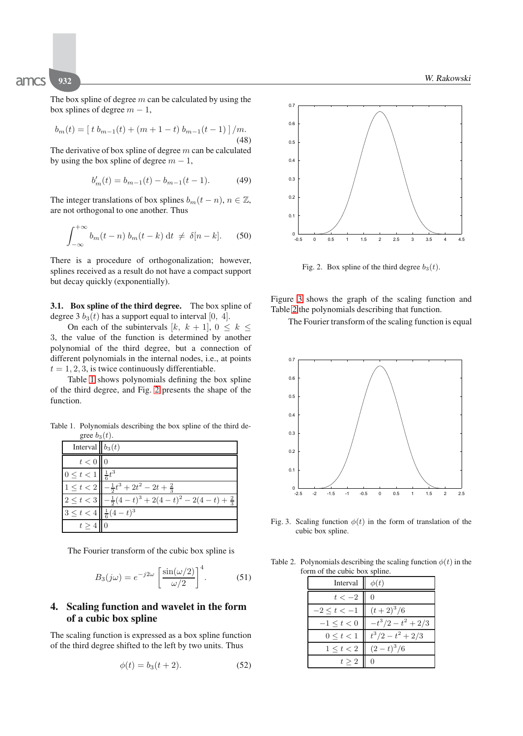The box spline of degree $m$ can be calculated by using the box splines of degree $m-1$,

$$b_m(t) = \left[\, t\, b_{m-1}(t) + (m+1-t)\, b_{m-1}(t-1) \,\right]/m. \tag{48}$$

The derivative of box spline of degree $m$ can be calculated by using the box spline of degree $m-1$,

$$b'_m(t) = b_{m-1}(t) - b_{m-1}(t-1). \tag{49}$$

The integer translations of box splines $b_m(t-n)$, $n \in \mathbb{Z}$, are not orthogonal to one another. Thus

$$\int_{-\infty}^{+\infty} b_m(t-n)\, b_m(t-k)\, \mathrm{d}t \;\neq\; \delta[n-k]. \tag{50}$$

There is a procedure of orthogonalization; however, splines received as a result do not have a compact support but decay quickly (exponentially).

### 3.1. Box spline of the third degree.

The box spline of degree 3 $b_3(t)$ has a support equal to interval $[0,\ 4]$.

On each of the subintervals $[k,\ k+1]$, $0 \le k \le 3$, the value of the function is determined by another polynomial of the third degree, but a connection of different polynomials in the internal nodes, i.e., at points $t = 1, 2, 3$, is twice continuously differentiable.

Table 1 shows polynomials defining the box spline of the third degree, and Fig. 2 presents the shape of the function.

Table 1. Polynomials describing the box spline of the third degree $b_3(t)$.

| Interval | $b_3(t)$ |
|---|---|
| $t < 0$ | $0$ |
| $0 \le t < 1$ | $\frac{1}{6}t^3$ |
| $1 \le t < 2$ | $-\frac{1}{2}t^3 + 2t^2 - 2t + \frac{2}{3}$ |
| $2 \le t < 3$ | $-\frac{1}{2}(4-t)^3 + 2(4-t)^2 - 2(4-t) + \frac{2}{3}$ |
| $3 \le t < 4$ | $\frac{1}{6}(4-t)^3$ |
| $t \ge 4$ | $0$ |

The Fourier transform of the cubic box spline is

$$B_3(j\omega) = e^{-j2\omega} \left[ \frac{\sin(\omega/2)}{\omega/2} \right]^4. \tag{51}$$

## 4. Scaling function and wavelet in the form of a cubic box spline

The scaling function is expressed as a box spline function of the third degree shifted to the left by two units. Thus

$$\phi(t) = b_3(t+2). \tag{52}$$

Fig. 2. Box spline of the third degree $b_3(t)$.

Figure 3 shows the graph of the scaling function and Table 2 the polynomials describing that function.

The Fourier transform of the scaling function is equal

Fig. 3. Scaling function $\phi(t)$ in the form of translation of the cubic box spline.

Table 2. Polynomials describing the scaling function $\phi(t)$ in the form of the cubic box spline.

| Interval | $\phi(t)$ |
|---|---|
| $t < -2$ | $0$ |
| $-2 \le t < -1$ | $(t+2)^3/6$ |
| $-1 \le t < 0$ | $-t^3/2 - t^2 + 2/3$ |
| $0 \le t < 1$ | $t^3/2 - t^2 + 2/3$ |
| $1 \le t < 2$ | $(2-t)^3/6$ |
| $t \ge 2$ | $0$ |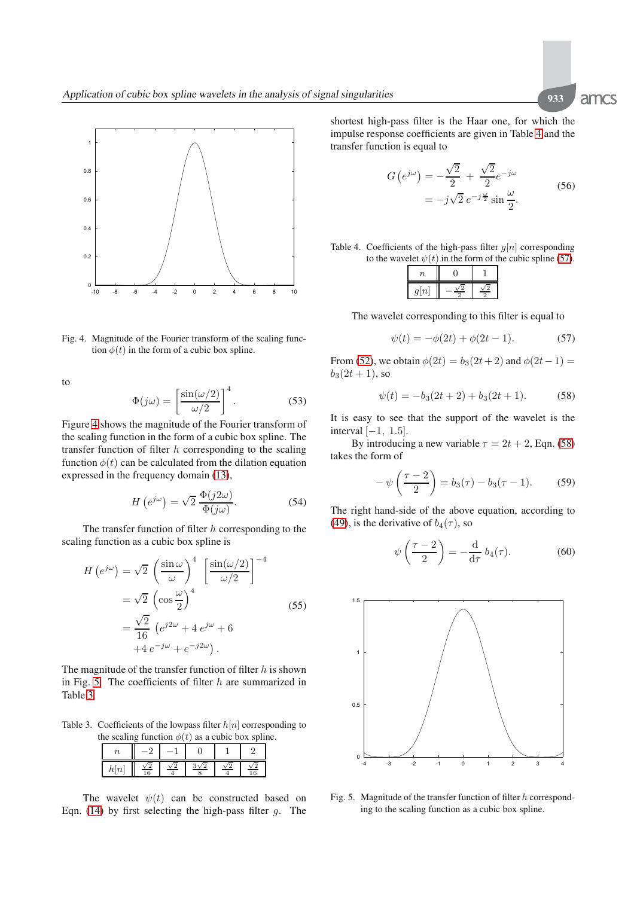Fig. 4. Magnitude of the Fourier transform of the scaling function $\phi(t)$ in the form of a cubic box spline.

to

$$\Phi(j\omega) = \left[\frac{\sin(\omega/2)}{\omega/2}\right]^4. \tag{53}$$

Figure 4 shows the magnitude of the Fourier transform of the scaling function in the form of a cubic box spline. The transfer function of filter $h$ corresponding to the scaling function $\phi(t)$ can be calculated from the dilation equation expressed in the frequency domain (13),

$$H\left(e^{j\omega}\right) = \sqrt{2}\,\frac{\Phi(j2\omega)}{\Phi(j\omega)}. \tag{54}$$

The transfer function of filter $h$ corresponding to the scaling function as a cubic box spline is

$$\begin{aligned} H\left(e^{j\omega}\right) &= \sqrt{2}\left(\frac{\sin\omega}{\omega}\right)^4 \left[\frac{\sin(\omega/2)}{\omega/2}\right]^{-4} \\ &= \sqrt{2}\left(\cos\frac{\omega}{2}\right)^4 \\ &= \frac{\sqrt{2}}{16}\left(e^{j2\omega} + 4\,e^{j\omega} + 6\right. \\ &\quad \left. +4\,e^{-j\omega} + e^{-j2\omega}\right). \end{aligned} \tag{55}$$

The magnitude of the transfer function of filter $h$ is shown in Fig. 5. The coefficients of filter $h$ are summarized in Table 3.

Table 3. Coefficients of the lowpass filter $h[n]$ corresponding to the scaling function $\phi(t)$ as a cubic box spline.

| $n$ | $-2$ | $-1$ | $0$ | $1$ | $2$ |
|---|---|---|---|---|---|
| $h[n]$ | $\frac{\sqrt{2}}{16}$ | $\frac{\sqrt{2}}{4}$ | $\frac{3\sqrt{2}}{8}$ | $\frac{\sqrt{2}}{4}$ | $\frac{\sqrt{2}}{16}$ |

The wavelet $\psi(t)$ can be constructed based on Eqn. (14) by first selecting the high-pass filter $g$. The shortest high-pass filter is the Haar one, for which the impulse response coefficients are given in Table 4 and the transfer function is equal to

$$\begin{aligned} G\left(e^{j\omega}\right) &= -\frac{\sqrt{2}}{2} + \frac{\sqrt{2}}{2}e^{-j\omega} \\ &= -j\sqrt{2}\,e^{-j\frac{\omega}{2}}\sin\frac{\omega}{2}. \end{aligned} \tag{56}$$

Table 4. Coefficients of the high-pass filter $g[n]$ corresponding to the wavelet $\psi(t)$ in the form of the cubic spline (57).

| $n$ | $0$ | $1$ |
|---|---|---|
| $g[n]$ | $-\frac{\sqrt{2}}{2}$ | $\frac{\sqrt{2}}{2}$ |

The wavelet corresponding to this filter is equal to

$$\psi(t) = -\phi(2t) + \phi(2t-1). \tag{57}$$

From (52), we obtain $\phi(2t) = b_3(2t+2)$ and $\phi(2t-1) = b_3(2t+1)$, so

$$\psi(t) = -b_3(2t+2) + b_3(2t+1). \tag{58}$$

It is easy to see that the support of the wavelet is the interval $[-1,\ 1.5]$.

By introducing a new variable $\tau = 2t+2$, Eqn. (58) takes the form of

$$-\,\psi\left(\frac{\tau-2}{2}\right) = b_3(\tau) - b_3(\tau-1). \tag{59}$$

The right hand-side of the above equation, according to (49), is the derivative of $b_4(\tau)$, so

$$\psi\left(\frac{\tau-2}{2}\right) = -\frac{\mathrm{d}}{\mathrm{d}\tau}\,b_4(\tau). \tag{60}$$

Fig. 5. Magnitude of the transfer function of filter $h$ corresponding to the scaling function as a cubic box spline.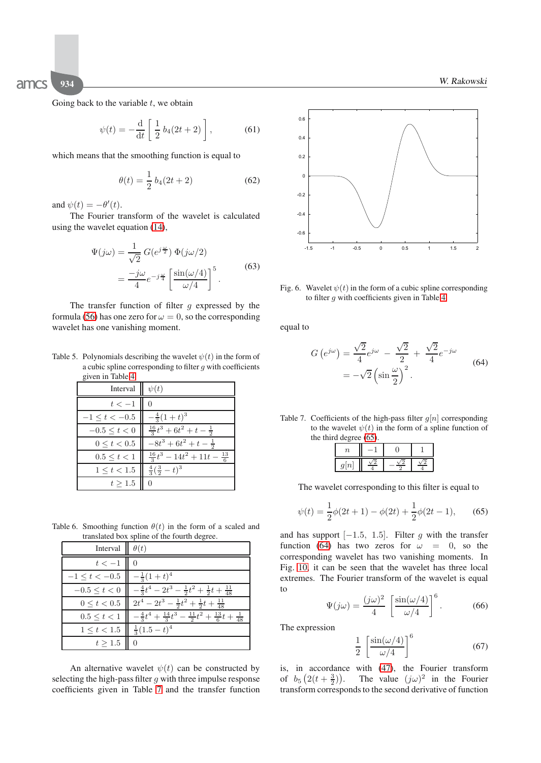Going back to the variable $t$, we obtain

$$\psi(t) = -\frac{\mathrm{d}}{\mathrm{d}t}\left[\frac{1}{2}\, b_4(2t+2)\right], \tag{61}$$

which means that the smoothing function is equal to

$$\theta(t) = \frac{1}{2}\, b_4(2t+2) \tag{62}$$

and $\psi(t) = -\theta'(t)$.

The Fourier transform of the wavelet is calculated using the wavelet equation (14),

$$\begin{aligned}\Psi(j\omega) &= \frac{1}{\sqrt{2}}\, G(e^{j\frac{\omega}{2}})\, \Phi(j\omega/2) \\ &= \frac{-j\omega}{4} e^{-j\frac{\omega}{4}} \left[\frac{\sin(\omega/4)}{\omega/4}\right]^5 .\end{aligned} \tag{63}$$

The transfer function of filter $g$ expressed by the formula (56) has one zero for $\omega = 0$, so the corresponding wavelet has one vanishing moment.

Table 5. Polynomials describing the wavelet $\psi(t)$ in the form of a cubic spline corresponding to filter $g$ with coefficients given in Table 4.

| Interval | $\psi(t)$ |
|---|---|
| $t < -1$ | $0$ |
| $-1 \le t < -0.5$ | $-\frac{4}{3}(1+t)^3$ |
| $-0.5 \le t < 0$ | $\frac{16}{3}t^3 + 6t^2 + t - \frac{1}{2}$ |
| $0 \le t < 0.5$ | $-8t^3 + 6t^2 + t - \frac{1}{2}$ |
| $0.5 \le t < 1$ | $\frac{16}{3}t^3 - 14t^2 + 11t - \frac{13}{6}$ |
| $1 \le t < 1.5$ | $\frac{4}{3}(\frac{3}{2} - t)^3$ |
| $t \ge 1.5$ | $0$ |

Table 6. Smoothing function $\theta(t)$ in the form of a scaled and translated box spline of the fourth degree.

| Interval | $\theta(t)$ |
|---|---|
| $t < -1$ | $0$ |
| $-1 \le t < -0.5$ | $-\frac{1}{3}(1+t)^4$ |
| $-0.5 \le t < 0$ | $-\frac{4}{3}t^4 - 2t^3 - \frac{1}{2}t^2 + \frac{1}{2}t + \frac{11}{48}$ |
| $0 \le t < 0.5$ | $2t^4 - 2t^3 - \frac{1}{2}t^2 + \frac{1}{2}t + \frac{11}{48}$ |
| $0.5 \le t < 1$ | $-\frac{4}{3}t^4 + \frac{14}{3}t^3 - \frac{11}{2}t^2 + \frac{13}{6}t + \frac{1}{48}$ |
| $1 \le t < 1.5$ | $\frac{1}{3}(1.5-t)^4$ |
| $t \ge 1.5$ | $0$ |

An alternative wavelet $\psi(t)$ can be constructed by selecting the high-pass filter $g$ with three impulse response coefficients given in Table 7 and the transfer function

Fig. 6. Wavelet $\psi(t)$ in the form of a cubic spline corresponding to filter $g$ with coefficients given in Table 4.

equal to

$$\begin{aligned}G\left(e^{j\omega}\right) &= \frac{\sqrt{2}}{4}e^{j\omega} - \frac{\sqrt{2}}{2} + \frac{\sqrt{2}}{4}e^{-j\omega} \\ &= -\sqrt{2}\left(\sin\frac{\omega}{2}\right)^2 .\end{aligned} \tag{64}$$

Table 7. Coefficients of the high-pass filter $g[n]$ corresponding to the wavelet $\psi(t)$ in the form of a spline function of the third degree (65).

| $n$ | $-1$ | $0$ | $1$ |
|---|---|---|---|
| $g[n]$ | $\frac{\sqrt{2}}{4}$ | $-\frac{\sqrt{2}}{2}$ | $\frac{\sqrt{2}}{4}$ |

The wavelet corresponding to this filter is equal to

$$\psi(t) = \frac{1}{2}\phi(2t+1) - \phi(2t) + \frac{1}{2}\phi(2t-1), \tag{65}$$

and has support $[-1.5,\ 1.5]$. Filter $g$ with the transfer function (64) has two zeros for $\omega = 0$, so the corresponding wavelet has two vanishing moments. In Fig. 10, it can be seen that the wavelet has three local extremes. The Fourier transform of the wavelet is equal to

$$\Psi(j\omega) = \frac{(j\omega)^2}{4}\left[\frac{\sin(\omega/4)}{\omega/4}\right]^6 . \tag{66}$$

The expression

$$\frac{1}{2}\left[\frac{\sin(\omega/4)}{\omega/4}\right]^6 \tag{67}$$

is, in accordance with (47), the Fourier transform of $b_5\left(2(t+\frac{3}{2})\right)$. The value $(j\omega)^2$ in the Fourier transform corresponds to the second derivative of function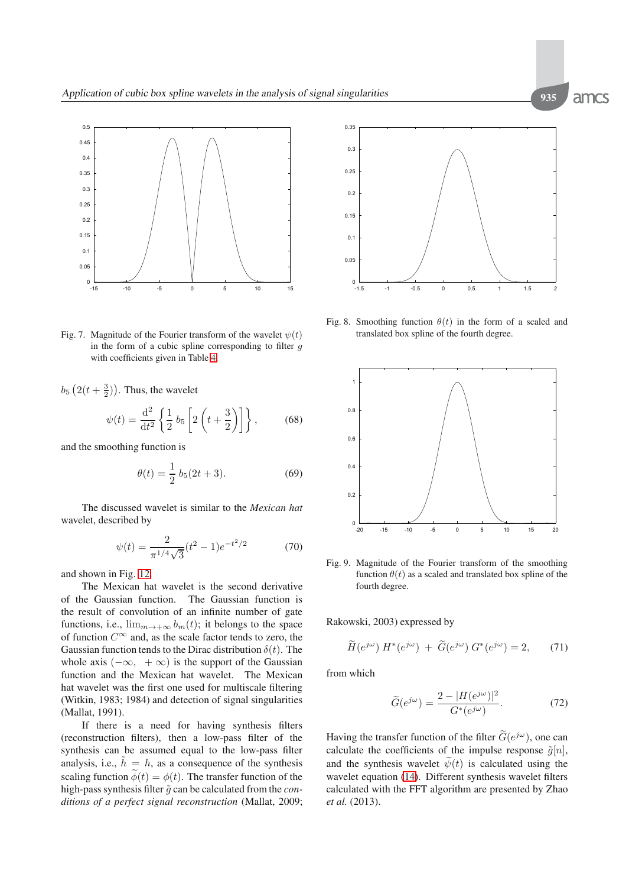Fig. 7. Magnitude of the Fourier transform of the wavelet $\psi(t)$ in the form of a cubic spline corresponding to filter $g$ with coefficients given in Table 4.

Fig. 8. Smoothing function $\theta(t)$ in the form of a scaled and translated box spline of the fourth degree.

Fig. 9. Magnitude of the Fourier transform of the smoothing function $\theta(t)$ as a scaled and translated box spline of the fourth degree.

$b_5\left(2(t+\frac{3}{2})\right)$. Thus, the wavelet

$$\psi(t) = \frac{\mathrm{d}^2}{\mathrm{d}t^2}\left\{\frac{1}{2}\, b_5\left[2\left(t+\frac{3}{2}\right)\right]\right\}, \tag{68}$$

and the smoothing function is

$$\theta(t) = \frac{1}{2}\, b_5(2t+3). \tag{69}$$

The discussed wavelet is similar to the *Mexican hat* wavelet, described by

$$\psi(t) = \frac{2}{\pi^{1/4}\sqrt{3}}(t^2-1)e^{-t^2/2} \tag{70}$$

and shown in Fig. 12.

The Mexican hat wavelet is the second derivative of the Gaussian function. The Gaussian function is the result of convolution of an infinite number of gate functions, i.e., $\lim_{m\to+\infty} b_m(t)$; it belongs to the space of function $C^\infty$ and, as the scale factor tends to zero, the Gaussian function tends to the Dirac distribution $\delta(t)$. The whole axis $(-\infty, \ +\infty)$ is the support of the Gaussian function and the Mexican hat wavelet. The Mexican hat wavelet was the first one used for multiscale filtering (Witkin, 1983; 1984) and detection of signal singularities (Mallat, 1991).

If there is a need for having synthesis filters (reconstruction filters), then a low-pass filter of the synthesis can be assumed equal to the low-pass filter analysis, i.e., $\tilde{h} = h$, as a consequence of the synthesis scaling function $\widetilde{\phi}(t) = \phi(t)$. The transfer function of the high-pass synthesis filter $\tilde{g}$ can be calculated from the *conditions of a perfect signal reconstruction* (Mallat, 2009; Rakowski, 2003) expressed by

$$\widetilde{H}(e^{j\omega})\, H^*(e^{j\omega}) \; + \; \widetilde{G}(e^{j\omega})\, G^*(e^{j\omega}) = 2, \tag{71}$$

from which

$$\widetilde{G}(e^{j\omega}) = \frac{2 - |H(e^{j\omega})|^2}{G^*(e^{j\omega})}. \tag{72}$$

Having the transfer function of the filter $\widetilde{G}(e^{j\omega})$, one can calculate the coefficients of the impulse response $\tilde{g}[n]$, and the synthesis wavelet $\widetilde{\psi}(t)$ is calculated using the wavelet equation (14). Different synthesis wavelet filters calculated with the FFT algorithm are presented by Zhao *et al.* (2013).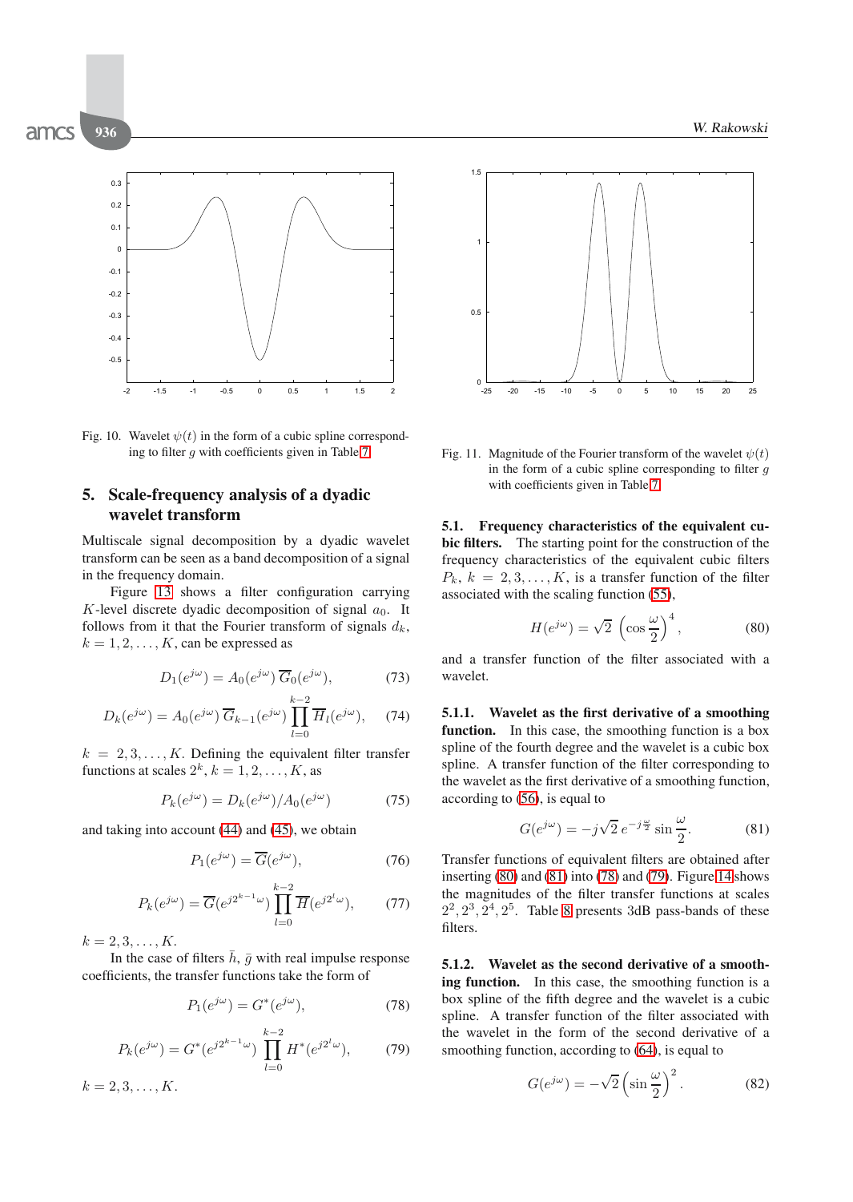Fig. 10. Wavelet $\psi(t)$ in the form of a cubic spline corresponding to filter $g$ with coefficients given in Table 7.

Fig. 11. Magnitude of the Fourier transform of the wavelet $\psi(t)$ in the form of a cubic spline corresponding to filter $g$ with coefficients given in Table 7.

## 5. Scale-frequency analysis of a dyadic wavelet transform

Multiscale signal decomposition by a dyadic wavelet transform can be seen as a band decomposition of a signal in the frequency domain.

Figure 13 shows a filter configuration carrying $K$-level discrete dyadic decomposition of signal $a_0$. It follows from it that the Fourier transform of signals $d_k$, $k = 1, 2, \ldots, K$, can be expressed as

$$D_1(e^{j\omega}) = A_0(e^{j\omega})\, \overline{G}_0(e^{j\omega}), \tag{73}$$

$$D_k(e^{j\omega}) = A_0(e^{j\omega})\, \overline{G}_{k-1}(e^{j\omega}) \prod_{l=0}^{k-2} \overline{H}_l(e^{j\omega}), \tag{74}$$

$k = 2, 3, \ldots, K$. Defining the equivalent filter transfer functions at scales $2^k$, $k = 1, 2, \ldots, K$, as

$$P_k(e^{j\omega}) = D_k(e^{j\omega})/A_0(e^{j\omega}) \tag{75}$$

and taking into account (44) and (45), we obtain

$$P_1(e^{j\omega}) = \overline{G}(e^{j\omega}), \tag{76}$$

$$P_k(e^{j\omega}) = \overline{G}(e^{j2^{k-1}\omega}) \prod_{l=0}^{k-2} \overline{H}(e^{j2^l\omega}), \tag{77}$$

$k = 2, 3, \ldots, K$.

In the case of filters $\bar{h}$, $\bar{g}$ with real impulse response coefficients, the transfer functions take the form of

$$P_1(e^{j\omega}) = G^*(e^{j\omega}), \tag{78}$$

$$P_k(e^{j\omega}) = G^*(e^{j2^{k-1}\omega}) \prod_{l=0}^{k-2} H^*(e^{j2^l\omega}), \tag{79}$$

$k = 2, 3, \ldots, K$.

### 5.1. Frequency characteristics of the equivalent cubic filters.

The starting point for the construction of the frequency characteristics of the equivalent cubic filters $P_k$, $k = 2, 3, \ldots, K$, is a transfer function of the filter associated with the scaling function (55),

$$H(e^{j\omega}) = \sqrt{2}\, \left(\cos\frac{\omega}{2}\right)^4, \tag{80}$$

and a transfer function of the filter associated with a wavelet.

#### 5.1.1. Wavelet as the first derivative of a smoothing function.

In this case, the smoothing function is a box spline of the fourth degree and the wavelet is a cubic box spline. A transfer function of the filter corresponding to the wavelet as the first derivative of a smoothing function, according to (56), is equal to

$$G(e^{j\omega}) = -j\sqrt{2}\, e^{-j\frac{\omega}{2}} \sin\frac{\omega}{2}. \tag{81}$$

Transfer functions of equivalent filters are obtained after inserting (80) and (81) into (78) and (79). Figure 14 shows the magnitudes of the filter transfer functions at scales $2^2, 2^3, 2^4, 2^5$. Table 8 presents 3dB pass-bands of these filters.

#### 5.1.2. Wavelet as the second derivative of a smoothing function.

In this case, the smoothing function is a box spline of the fifth degree and the wavelet is a cubic spline. A transfer function of the filter associated with the wavelet in the form of the second derivative of a smoothing function, according to (64), is equal to

$$G(e^{j\omega}) = -\sqrt{2}\left(\sin\frac{\omega}{2}\right)^2. \tag{82}$$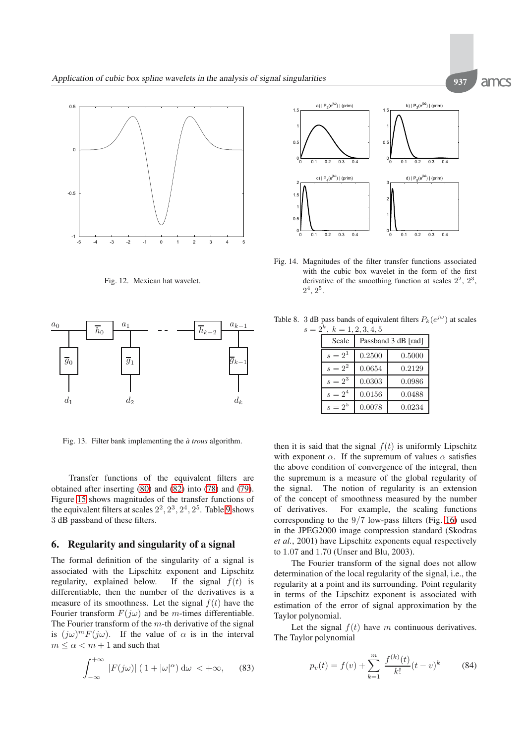Fig. 12. Mexican hat wavelet.

Fig. 13. Filter bank implementing the *à trous* algorithm.

Transfer functions of the equivalent filters are obtained after inserting (80) and (82) into (78) and (79). Figure 15 shows magnitudes of the transfer functions of the equivalent filters at scales $2^2, 2^3, 2^4, 2^5$. Table 9 shows 3 dB passband of these filters.

## 6. Regularity and singularity of a signal

The formal definition of the singularity of a signal is associated with the Lipschitz exponent and Lipschitz regularity, explained below. If the signal $f(t)$ is differentiable, then the number of the derivatives is a measure of its smoothness. Let the signal $f(t)$ have the Fourier transform $F(j\omega)$ and be $m$-times differentiable. The Fourier transform of the $m$-th derivative of the signal is $(j\omega)^m F(j\omega)$. If the value of $\alpha$ is in the interval $m \leq \alpha < m+1$ and such that

$$\int_{-\infty}^{+\infty} |F(j\omega)| \, (\, 1 + |\omega|^{\alpha}) \, \mathrm{d}\omega \; < +\infty, \qquad (83)$$

Fig. 14. Magnitudes of the filter transfer functions associated with the cubic box wavelet in the form of the first derivative of the smoothing function at scales $2^2$, $2^3$, $2^4$, $2^5$.

Table 8. 3 dB pass bands of equivalent filters $P_k(e^{j\omega})$ at scales $s = 2^k,\ k = 1, 2, 3, 4, 5$

| Scale | Passband 3 dB [rad] | |
|---|---|---|
| $s = 2^1$ | 0.2500 | 0.5000 |
| $s = 2^2$ | 0.0654 | 0.2129 |
| $s = 2^3$ | 0.0303 | 0.0986 |
| $s = 2^4$ | 0.0156 | 0.0488 |
| $s = 2^5$ | 0.0078 | 0.0234 |

then it is said that the signal $f(t)$ is uniformly Lipschitz with exponent $\alpha$. If the supremum of values $\alpha$ satisfies the above condition of convergence of the integral, then the supremum is a measure of the global regularity of the signal. The notion of regularity is an extension of the concept of smoothness measured by the number of derivatives. For example, the scaling functions corresponding to the 9/7 low-pass filters (Fig. 16) used in the JPEG2000 image compression standard (Skodras *et al.*, 2001) have Lipschitz exponents equal respectively to 1.07 and 1.70 (Unser and Blu, 2003).

The Fourier transform of the signal does not allow determination of the local regularity of the signal, i.e., the regularity at a point and its surrounding. Point regularity in terms of the Lipschitz exponent is associated with estimation of the error of signal approximation by the Taylor polynomial.

Let the signal $f(t)$ have $m$ continuous derivatives. The Taylor polynomial

$$p_v(t) = f(v) + \sum_{k=1}^{m} \frac{f^{(k)}(t)}{k!}(t-v)^k \qquad (84)$$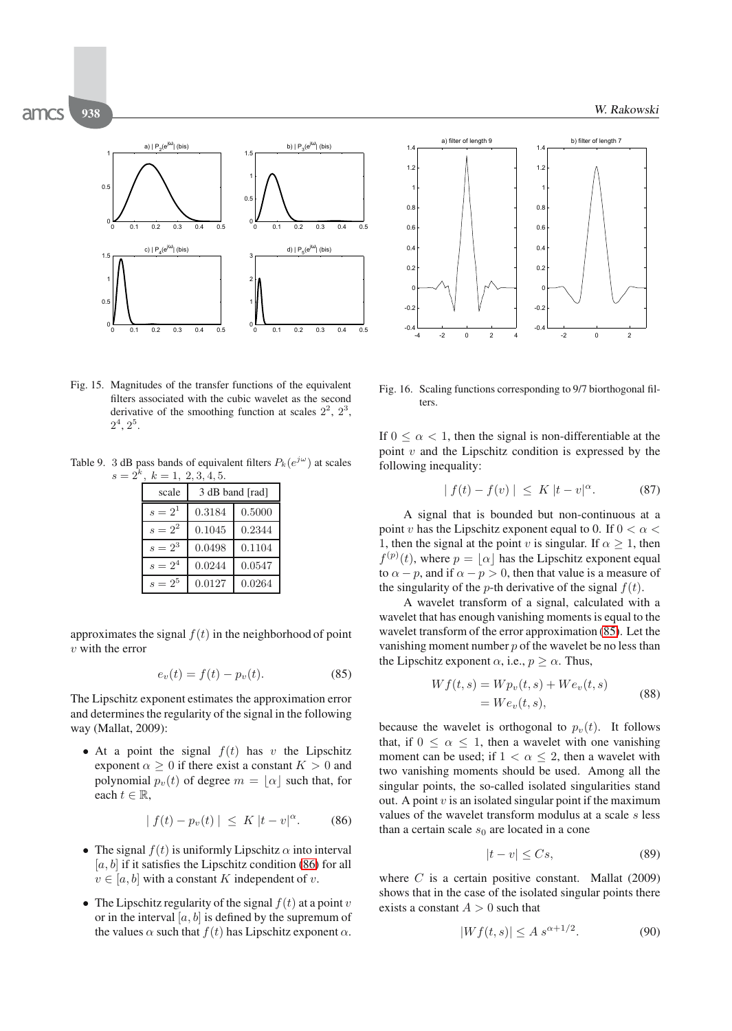Fig. 15. Magnitudes of the transfer functions of the equivalent filters associated with the cubic wavelet as the second derivative of the smoothing function at scales $2^2$, $2^3$, $2^4$, $2^5$.

Table 9. 3 dB pass bands of equivalent filters $P_k(e^{j\omega})$ at scales $s = 2^k$, $k = 1, 2, 3, 4, 5$.

| scale | 3 dB band [rad] | |
|---|---|---|
| $s = 2^1$ | 0.3184 | 0.5000 |
| $s = 2^2$ | 0.1045 | 0.2344 |
| $s = 2^3$ | 0.0498 | 0.1104 |
| $s = 2^4$ | 0.0244 | 0.0547 |
| $s = 2^5$ | 0.0127 | 0.0264 |

approximates the signal $f(t)$ in the neighborhood of point $v$ with the error

$$e_v(t) = f(t) - p_v(t). \tag{85}$$

The Lipschitz exponent estimates the approximation error and determines the regularity of the signal in the following way (Mallat, 2009):

- At a point the signal $f(t)$ has $v$ the Lipschitz exponent $\alpha \geq 0$ if there exist a constant $K > 0$ and polynomial $p_v(t)$ of degree $m = \lfloor \alpha \rfloor$ such that, for each $t \in \mathbb{R}$,

$$|\, f(t) - p_v(t) \,| \;\leq\; K \,|t - v|^{\alpha}. \tag{86}$$

- The signal $f(t)$ is uniformly Lipschitz $\alpha$ into interval $[a, b]$ if it satisfies the Lipschitz condition (86) for all $v \in [a, b]$ with a constant $K$ independent of $v$.
- The Lipschitz regularity of the signal $f(t)$ at a point $v$ or in the interval $[a, b]$ is defined by the supremum of the values $\alpha$ such that $f(t)$ has Lipschitz exponent $\alpha$.

Fig. 16. Scaling functions corresponding to 9/7 biorthogonal filters.

If $0 \leq \alpha < 1$, then the signal is non-differentiable at the point $v$ and the Lipschitz condition is expressed by the following inequality:

$$|\, f(t) - f(v) \,| \;\leq\; K \,|t - v|^{\alpha}. \tag{87}$$

A signal that is bounded but non-continuous at a point $v$ has the Lipschitz exponent equal to 0. If $0 < \alpha < 1$, then the signal at the point $v$ is singular. If $\alpha \geq 1$, then $f^{(p)}(t)$, where $p = \lfloor \alpha \rfloor$ has the Lipschitz exponent equal to $\alpha - p$, and if $\alpha - p > 0$, then that value is a measure of the singularity of the $p$-th derivative of the signal $f(t)$.

A wavelet transform of a signal, calculated with a wavelet that has enough vanishing moments is equal to the wavelet transform of the error approximation (85). Let the vanishing moment number $p$ of the wavelet be no less than the Lipschitz exponent $\alpha$, i.e., $p \geq \alpha$. Thus,

$$\begin{aligned} Wf(t,s) &= Wp_v(t,s) + We_v(t,s) \\ &= We_v(t,s), \end{aligned} \tag{88}$$

because the wavelet is orthogonal to $p_v(t)$. It follows that, if $0 \leq \alpha \leq 1$, then a wavelet with one vanishing moment can be used; if $1 < \alpha \leq 2$, then a wavelet with two vanishing moments should be used. Among all the singular points, the so-called isolated singularities stand out. A point $v$ is an isolated singular point if the maximum values of the wavelet transform modulus at a scale $s$ less than a certain scale $s_0$ are located in a cone

$$|t - v| \leq Cs, \tag{89}$$

where $C$ is a certain positive constant. Mallat (2009) shows that in the case of the isolated singular points there exists a constant $A > 0$ such that

$$|Wf(t,s)| \leq A\, s^{\alpha + 1/2}. \tag{90}$$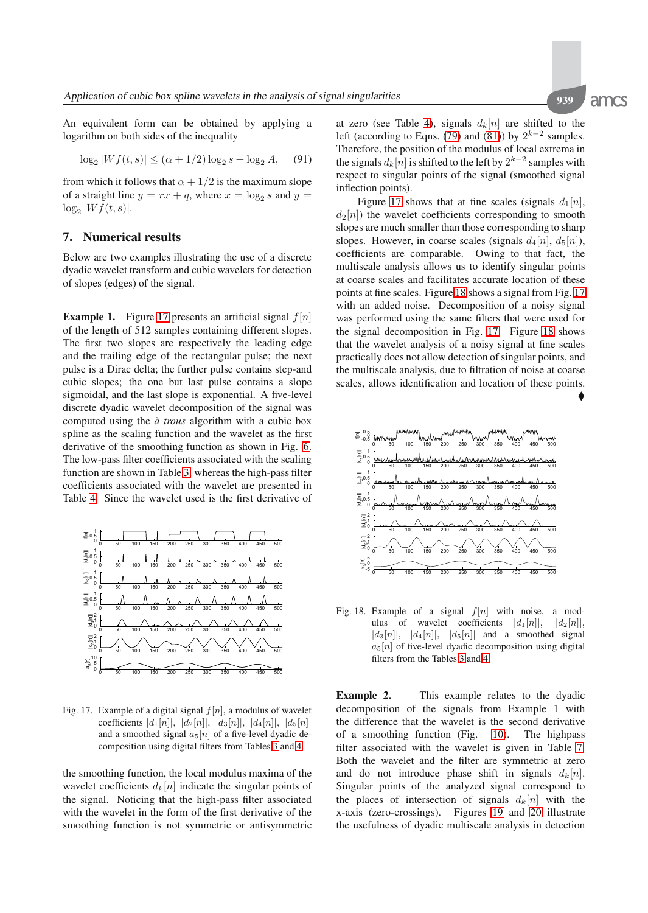An equivalent form can be obtained by applying a logarithm on both sides of the inequality

$$\log_2 |Wf(t,s)| \leq (\alpha + 1/2) \log_2 s + \log_2 A, \quad (91)$$

from which it follows that $\alpha + 1/2$ is the maximum slope of a straight line $y = rx + q$, where $x = \log_2 s$ and $y = \log_2 |Wf(t,s)|$.

## 7. Numerical results

Below are two examples illustrating the use of a discrete dyadic wavelet transform and cubic wavelets for detection of slopes (edges) of the signal.

**Example 1.** Figure 17 presents an artificial signal $f[n]$ of the length of 512 samples containing different slopes. The first two slopes are respectively the leading edge and the trailing edge of the rectangular pulse; the next pulse is a Dirac delta; the further pulse contains step-and cubic slopes; the one but last pulse contains a slope sigmoidal, and the last slope is exponential. A five-level discrete dyadic wavelet decomposition of the signal was computed using the *à trous* algorithm with a cubic box spline as the scaling function and the wavelet as the first derivative of the smoothing function as shown in Fig. 6. The low-pass filter coefficients associated with the scaling function are shown in Table 3, whereas the high-pass filter coefficients associated with the wavelet are presented in Table 4. Since the wavelet used is the first derivative of

Fig. 17. Example of a digital signal $f[n]$, a modulus of wavelet coefficients $|d_1[n]|$, $|d_2[n]|$, $|d_3[n]|$, $|d_4[n]|$, $|d_5[n]|$ and a smoothed signal $a_5[n]$ of a five-level dyadic decomposition using digital filters from Tables 3 and 4.

the smoothing function, the local modulus maxima of the wavelet coefficients $d_k[n]$ indicate the singular points of the signal. Noticing that the high-pass filter associated with the wavelet in the form of the first derivative of the smoothing function is not symmetric or antisymmetric at zero (see Table 4), signals $d_k[n]$ are shifted to the left (according to Eqns. (79) and (81)) by $2^{k-2}$ samples. Therefore, the position of the modulus of local extrema in the signals $d_k[n]$ is shifted to the left by $2^{k-2}$ samples with respect to singular points of the signal (smoothed signal inflection points).

Figure 17 shows that at fine scales (signals $d_1[n]$, $d_2[n]$) the wavelet coefficients corresponding to smooth slopes are much smaller than those corresponding to sharp slopes. However, in coarse scales (signals $d_4[n]$, $d_5[n]$), coefficients are comparable. Owing to that fact, the multiscale analysis allows us to identify singular points at coarse scales and facilitates accurate location of these points at fine scales. Figure 18 shows a signal from Fig. 17 with an added noise. Decomposition of a noisy signal was performed using the same filters that were used for the signal decomposition in Fig. 17. Figure 18 shows that the wavelet analysis of a noisy signal at fine scales practically does not allow detection of singular points, and the multiscale analysis, due to filtration of noise at coarse scales, allows identification and location of these points. ♦

Fig. 18. Example of a signal $f[n]$ with noise, a modulus of wavelet coefficients $|d_1[n]|$, $|d_2[n]|$, $|d_3[n]|$, $|d_4[n]|$, $|d_5[n]|$ and a smoothed signal $a_5[n]$ of five-level dyadic decomposition using digital filters from the Tables 3 and 4.

**Example 2.** This example relates to the dyadic decomposition of the signals from Example 1 with the difference that the wavelet is the second derivative of a smoothing function (Fig. 10). The highpass filter associated with the wavelet is given in Table 7. Both the wavelet and the filter are symmetric at zero and do not introduce phase shift in signals $d_k[n]$. Singular points of the analyzed signal correspond to the places of intersection of signals $d_k[n]$ with the x-axis (zero-crossings). Figures 19 and 20 illustrate the usefulness of dyadic multiscale analysis in detection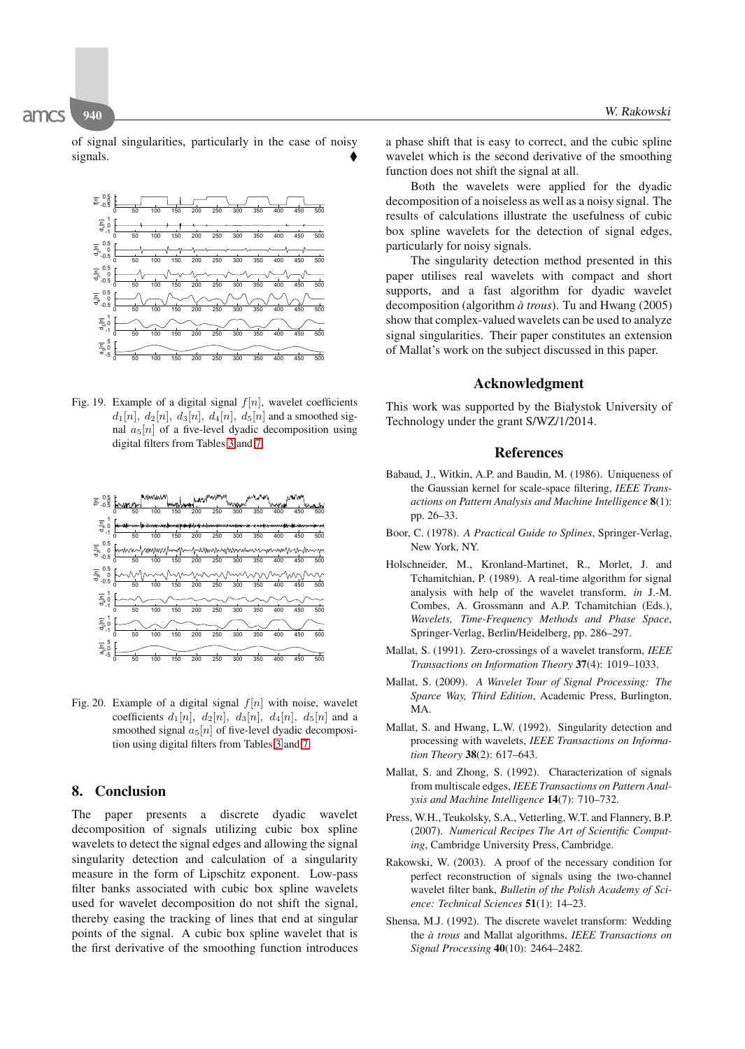of signal singularities, particularly in the case of noisy signals. ♦

Fig. 19. Example of a digital signal $f[n]$, wavelet coefficients $d_1[n]$, $d_2[n]$, $d_3[n]$, $d_4[n]$, $d_5[n]$ and a smoothed signal $a_5[n]$ of a five-level dyadic decomposition using digital filters from Tables 3 and 7.

Fig. 20. Example of a digital signal $f[n]$ with noise, wavelet coefficients $d_1[n]$, $d_2[n]$, $d_3[n]$, $d_4[n]$, $d_5[n]$ and a smoothed signal $a_5[n]$ of five-level dyadic decomposition using digital filters from Tables 3 and 7.

## 8. Conclusion

The paper presents a discrete dyadic wavelet decomposition of signals utilizing cubic box spline wavelets to detect the signal edges and allowing the signal singularity detection and calculation of a singularity measure in the form of Lipschitz exponent. Low-pass filter banks associated with cubic box spline wavelets used for wavelet decomposition do not shift the signal, thereby easing the tracking of lines that end at singular points of the signal. A cubic box spline wavelet that is the first derivative of the smoothing function introduces a phase shift that is easy to correct, and the cubic spline wavelet which is the second derivative of the smoothing function does not shift the signal at all.

Both the wavelets were applied for the dyadic decomposition of a noiseless as well as a noisy signal. The results of calculations illustrate the usefulness of cubic box spline wavelets for the detection of signal edges, particularly for noisy signals.

The singularity detection method presented in this paper utilises real wavelets with compact and short supports, and a fast algorithm for dyadic wavelet decomposition (algorithm *à trous*). Tu and Hwang (2005) show that complex-valued wavelets can be used to analyze signal singularities. Their paper constitutes an extension of Mallat's work on the subject discussed in this paper.

## Acknowledgment

This work was supported by the Białystok University of Technology under the grant S/WZ/1/2014.

## References

Babaud, J., Witkin, A.P. and Baudin, M. (1986). Uniqueness of the Gaussian kernel for scale-space filtering, *IEEE Transactions on Pattern Analysis and Machine Intelligence* **8**(1): pp. 26–33.

Boor, C. (1978). *A Practical Guide to Splines*, Springer-Verlag, New York, NY.

Holschneider, M., Kronland-Martinet, R., Morlet, J. and Tchamitchian, P. (1989). A real-time algorithm for signal analysis with help of the wavelet transform, *in* J.-M. Combes, A. Grossmann and A.P. Tchamitchian (Eds.), *Wavelets, Time-Frequency Methods and Phase Space*, Springer-Verlag, Berlin/Heidelberg, pp. 286–297.

Mallat, S. (1991). Zero-crossings of a wavelet transform, *IEEE Transactions on Information Theory* **37**(4): 1019–1033.

Mallat, S. (2009). *A Wavelet Tour of Signal Processing: The Sparce Way, Third Edition*, Academic Press, Burlington, MA.

Mallat, S. and Hwang, L.W. (1992). Singularity detection and processing with wavelets, *IEEE Transactions on Information Theory* **38**(2): 617–643.

Mallat, S. and Zhong, S. (1992). Characterization of signals from multiscale edges, *IEEE Transactions on Pattern Analysis and Machine Intelligence* **14**(7): 710–732.

Press, W.H., Teukolsky, S.A., Vetterling, W.T. and Flannery, B.P. (2007). *Numerical Recipes The Art of Scientific Computing*, Cambridge University Press, Cambridge.

Rakowski, W. (2003). A proof of the necessary condition for perfect reconstruction of signals using the two-channel wavelet filter bank, *Bulletin of the Polish Academy of Science: Technical Sciences* **51**(1): 14–23.

Shensa, M.J. (1992). The discrete wavelet transform: Wedding the *à trous* and Mallat algorithms, *IEEE Transactions on Signal Processing* **40**(10): 2464–2482.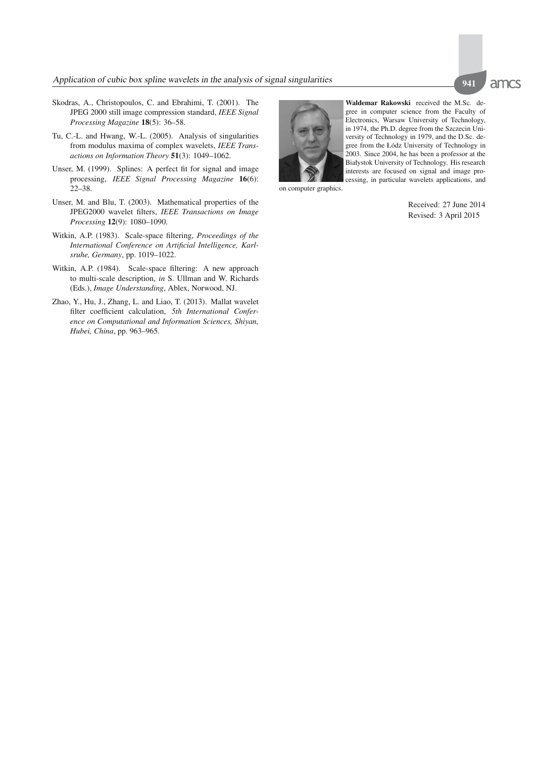Skodras, A., Christopoulos, C. and Ebrahimi, T. (2001). The JPEG 2000 still image compression standard, *IEEE Signal Processing Magazine* **18**(5): 36–58.

Tu, C.-L. and Hwang, W.-L. (2005). Analysis of singularities from modulus maxima of complex wavelets, *IEEE Transactions on Information Theory* **51**(3): 1049–1062.

Unser, M. (1999). Splines: A perfect fit for signal and image processing, *IEEE Signal Processing Magazine* **16**(6): 22–38.

Unser, M. and Blu, T. (2003). Mathematical properties of the JPEG2000 wavelet filters, *IEEE Transactions on Image Processing* **12**(9): 1080–1090.

Witkin, A.P. (1983). Scale-space filtering, *Proceedings of the International Conference on Artificial Intelligence, Karlsruhe, Germany*, pp. 1019–1022.

Witkin, A.P. (1984). Scale-space filtering: A new approach to multi-scale description, *in* S. Ullman and W. Richards (Eds.), *Image Understanding*, Ablex, Norwood, NJ.

Zhao, Y., Hu, J., Zhang, L. and Liao, T. (2013). Mallat wavelet filter coefficient calculation, *5th International Conference on Computational and Information Sciences, Shiyan, Hubei, China*, pp. 963–965.

**Waldemar Rakowski** received the M.Sc. degree in computer science from the Faculty of Electronics, Warsaw University of Technology, in 1974, the Ph.D. degree from the Szczecin University of Technology in 1979, and the D.Sc. degree from the Łódz University of Technology in 2003. Since 2004, he has been a professor at the Białystok University of Technology. His research interests are focused on signal and image processing, in particular wavelets applications, and on computer graphics.

Received: 27 June 2014
Revised: 3 April 2015